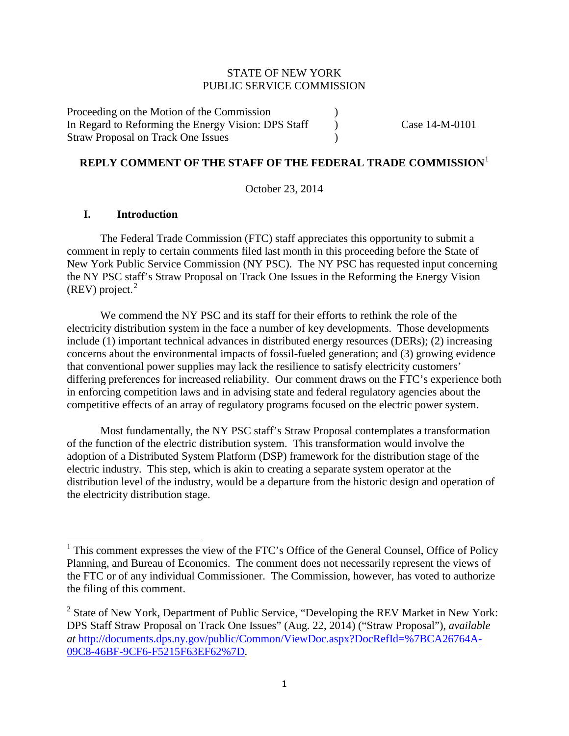STATE OF NEW YORK
PUBLIC SERVICE COMMISSION

| | | |
|---|---|---|
| Proceeding on the Motion of the Commission | ) | |
| In Regard to Reforming the Energy Vision: DPS Staff | ) | Case 14-M-0101 |
| Straw Proposal on Track One Issues | ) | |

**REPLY COMMENT OF THE STAFF OF THE FEDERAL TRADE COMMISSION**[1]

October 23, 2014

## I. Introduction

The Federal Trade Commission (FTC) staff appreciates this opportunity to submit a comment in reply to certain comments filed last month in this proceeding before the State of New York Public Service Commission (NY PSC). The NY PSC has requested input concerning the NY PSC staff's Straw Proposal on Track One Issues in the Reforming the Energy Vision (REV) project.[2]

We commend the NY PSC and its staff for their efforts to rethink the role of the electricity distribution system in the face a number of key developments. Those developments include (1) important technical advances in distributed energy resources (DERs); (2) increasing concerns about the environmental impacts of fossil-fueled generation; and (3) growing evidence that conventional power supplies may lack the resilience to satisfy electricity customers' differing preferences for increased reliability. Our comment draws on the FTC's experience both in enforcing competition laws and in advising state and federal regulatory agencies about the competitive effects of an array of regulatory programs focused on the electric power system.

Most fundamentally, the NY PSC staff's Straw Proposal contemplates a transformation of the function of the electric distribution system. This transformation would involve the adoption of a Distributed System Platform (DSP) framework for the distribution stage of the electric industry. This step, which is akin to creating a separate system operator at the distribution level of the industry, would be a departure from the historic design and operation of the electricity distribution stage.

---

[1] This comment expresses the view of the FTC's Office of the General Counsel, Office of Policy Planning, and Bureau of Economics. The comment does not necessarily represent the views of the FTC or of any individual Commissioner. The Commission, however, has voted to authorize the filing of this comment.

[2] State of New York, Department of Public Service, "Developing the REV Market in New York: DPS Staff Straw Proposal on Track One Issues" (Aug. 22, 2014) ("Straw Proposal"), *available at* http://documents.dps.ny.gov/public/Common/ViewDoc.aspx?DocRefId=%7BCA26764A-09C8-46BF-9CF6-F5215F63EF62%7D.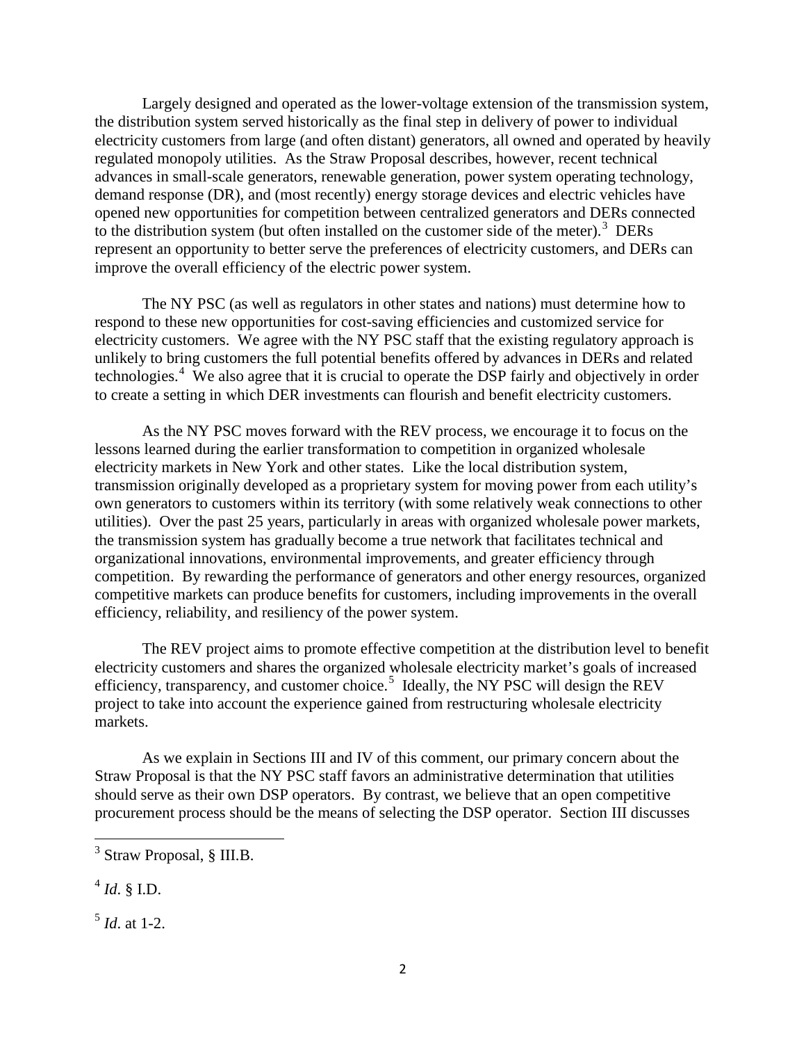Largely designed and operated as the lower-voltage extension of the transmission system, the distribution system served historically as the final step in delivery of power to individual electricity customers from large (and often distant) generators, all owned and operated by heavily regulated monopoly utilities. As the Straw Proposal describes, however, recent technical advances in small-scale generators, renewable generation, power system operating technology, demand response (DR), and (most recently) energy storage devices and electric vehicles have opened new opportunities for competition between centralized generators and DERs connected to the distribution system (but often installed on the customer side of the meter).[3] DERs represent an opportunity to better serve the preferences of electricity customers, and DERs can improve the overall efficiency of the electric power system.

The NY PSC (as well as regulators in other states and nations) must determine how to respond to these new opportunities for cost-saving efficiencies and customized service for electricity customers. We agree with the NY PSC staff that the existing regulatory approach is unlikely to bring customers the full potential benefits offered by advances in DERs and related technologies.[4] We also agree that it is crucial to operate the DSP fairly and objectively in order to create a setting in which DER investments can flourish and benefit electricity customers.

As the NY PSC moves forward with the REV process, we encourage it to focus on the lessons learned during the earlier transformation to competition in organized wholesale electricity markets in New York and other states. Like the local distribution system, transmission originally developed as a proprietary system for moving power from each utility's own generators to customers within its territory (with some relatively weak connections to other utilities). Over the past 25 years, particularly in areas with organized wholesale power markets, the transmission system has gradually become a true network that facilitates technical and organizational innovations, environmental improvements, and greater efficiency through competition. By rewarding the performance of generators and other energy resources, organized competitive markets can produce benefits for customers, including improvements in the overall efficiency, reliability, and resiliency of the power system.

The REV project aims to promote effective competition at the distribution level to benefit electricity customers and shares the organized wholesale electricity market's goals of increased efficiency, transparency, and customer choice.[5] Ideally, the NY PSC will design the REV project to take into account the experience gained from restructuring wholesale electricity markets.

As we explain in Sections III and IV of this comment, our primary concern about the Straw Proposal is that the NY PSC staff favors an administrative determination that utilities should serve as their own DSP operators. By contrast, we believe that an open competitive procurement process should be the means of selecting the DSP operator. Section III discusses

---

[3] Straw Proposal, § III.B.

[4] *Id.* § I.D.

[5] *Id.* at 1-2.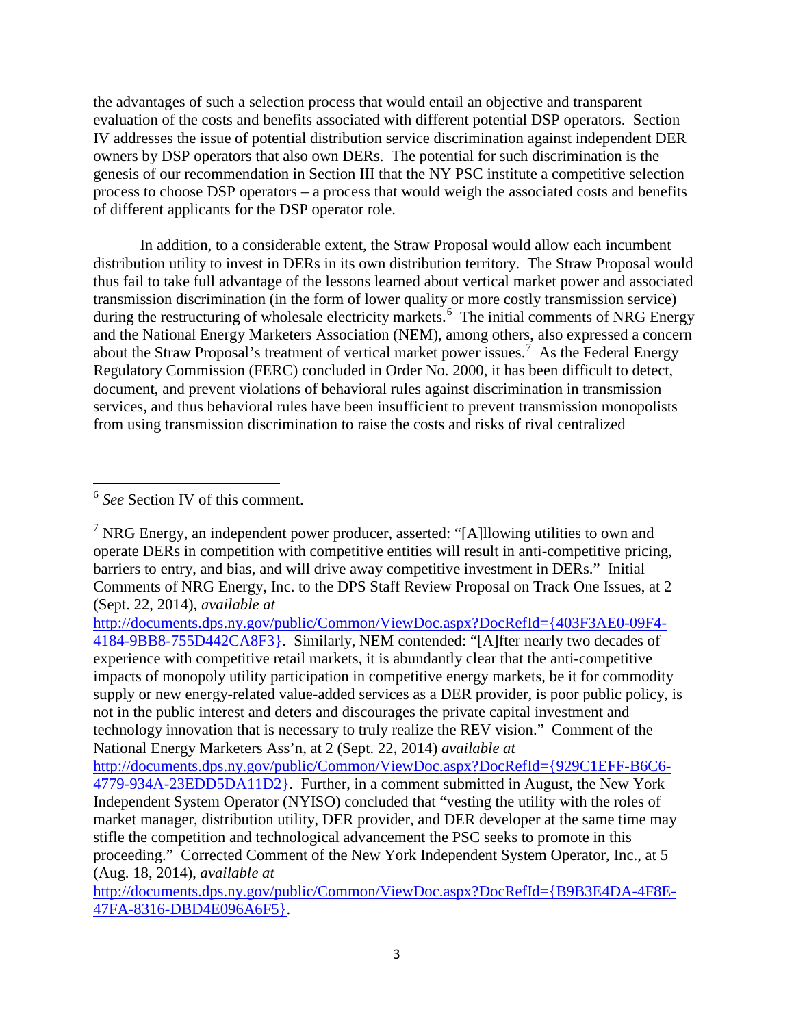the advantages of such a selection process that would entail an objective and transparent evaluation of the costs and benefits associated with different potential DSP operators. Section IV addresses the issue of potential distribution service discrimination against independent DER owners by DSP operators that also own DERs. The potential for such discrimination is the genesis of our recommendation in Section III that the NY PSC institute a competitive selection process to choose DSP operators – a process that would weigh the associated costs and benefits of different applicants for the DSP operator role.

In addition, to a considerable extent, the Straw Proposal would allow each incumbent distribution utility to invest in DERs in its own distribution territory. The Straw Proposal would thus fail to take full advantage of the lessons learned about vertical market power and associated transmission discrimination (in the form of lower quality or more costly transmission service) during the restructuring of wholesale electricity markets.[6] The initial comments of NRG Energy and the National Energy Marketers Association (NEM), among others, also expressed a concern about the Straw Proposal's treatment of vertical market power issues.[7] As the Federal Energy Regulatory Commission (FERC) concluded in Order No. 2000, it has been difficult to detect, document, and prevent violations of behavioral rules against discrimination in transmission services, and thus behavioral rules have been insufficient to prevent transmission monopolists from using transmission discrimination to raise the costs and risks of rival centralized

---

[6] *See* Section IV of this comment.

[7] NRG Energy, an independent power producer, asserted: "[A]llowing utilities to own and operate DERs in competition with competitive entities will result in anti-competitive pricing, barriers to entry, and bias, and will drive away competitive investment in DERs." Initial Comments of NRG Energy, Inc. to the DPS Staff Review Proposal on Track One Issues, at 2 (Sept. 22, 2014), *available at* http://documents.dps.ny.gov/public/Common/ViewDoc.aspx?DocRefId={403F3AE0-09F4-4184-9BB8-755D442CA8F3}. Similarly, NEM contended: "[A]fter nearly two decades of experience with competitive retail markets, it is abundantly clear that the anti-competitive impacts of monopoly utility participation in competitive energy markets, be it for commodity supply or new energy-related value-added services as a DER provider, is poor public policy, is not in the public interest and deters and discourages the private capital investment and technology innovation that is necessary to truly realize the REV vision." Comment of the National Energy Marketers Ass'n, at 2 (Sept. 22, 2014) *available at* http://documents.dps.ny.gov/public/Common/ViewDoc.aspx?DocRefId={929C1EFF-B6C6-4779-934A-23EDD5DA11D2}. Further, in a comment submitted in August, the New York Independent System Operator (NYISO) concluded that "vesting the utility with the roles of market manager, distribution utility, DER provider, and DER developer at the same time may stifle the competition and technological advancement the PSC seeks to promote in this proceeding." Corrected Comment of the New York Independent System Operator, Inc., at 5 (Aug. 18, 2014), *available at* http://documents.dps.ny.gov/public/Common/ViewDoc.aspx?DocRefId={B9B3E4DA-4F8E-47FA-8316-DBD4E096A6F5}.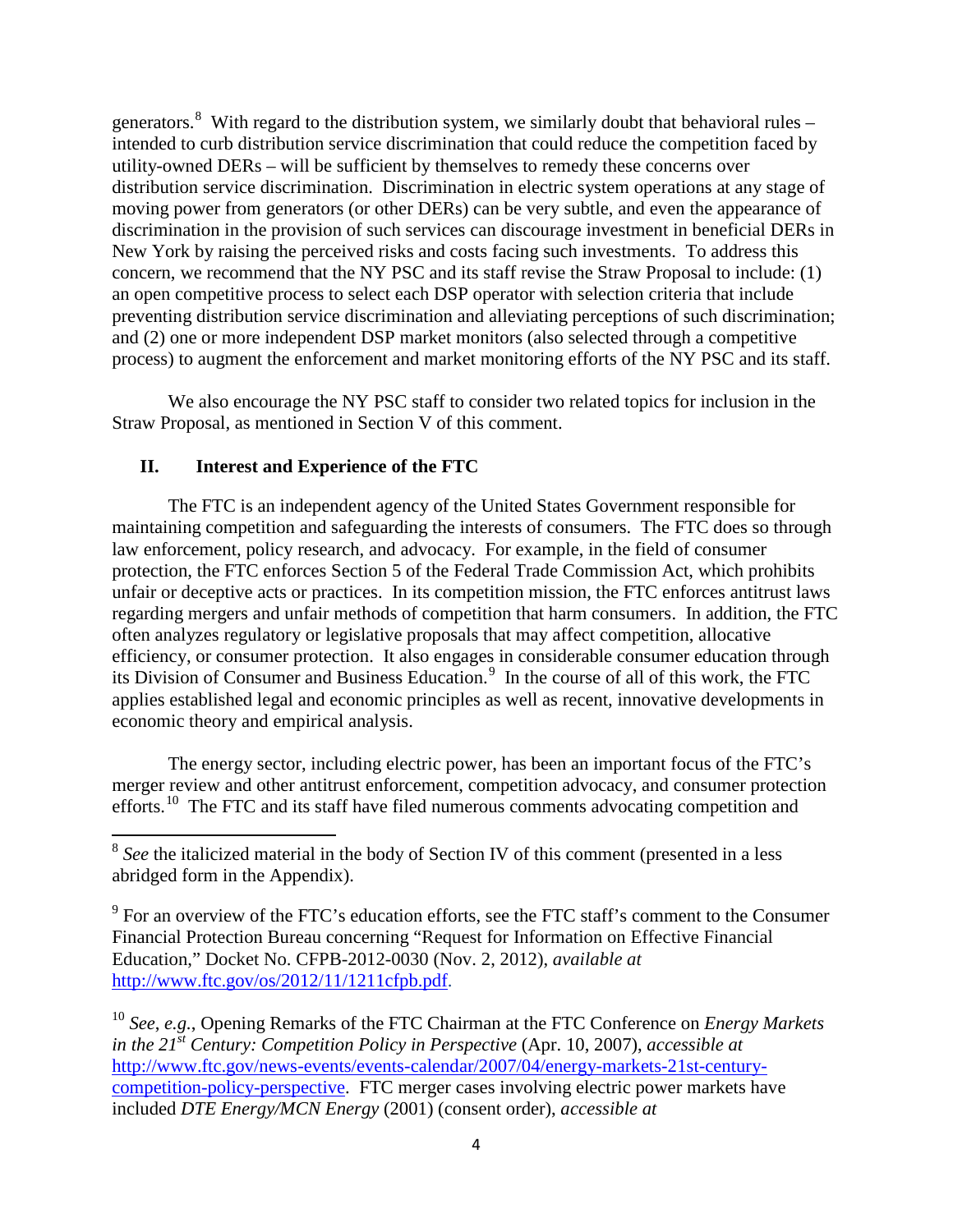generators.[8] With regard to the distribution system, we similarly doubt that behavioral rules – intended to curb distribution service discrimination that could reduce the competition faced by utility-owned DERs – will be sufficient by themselves to remedy these concerns over distribution service discrimination. Discrimination in electric system operations at any stage of moving power from generators (or other DERs) can be very subtle, and even the appearance of discrimination in the provision of such services can discourage investment in beneficial DERs in New York by raising the perceived risks and costs facing such investments. To address this concern, we recommend that the NY PSC and its staff revise the Straw Proposal to include: (1) an open competitive process to select each DSP operator with selection criteria that include preventing distribution service discrimination and alleviating perceptions of such discrimination; and (2) one or more independent DSP market monitors (also selected through a competitive process) to augment the enforcement and market monitoring efforts of the NY PSC and its staff.

We also encourage the NY PSC staff to consider two related topics for inclusion in the Straw Proposal, as mentioned in Section V of this comment.

## II. Interest and Experience of the FTC

The FTC is an independent agency of the United States Government responsible for maintaining competition and safeguarding the interests of consumers. The FTC does so through law enforcement, policy research, and advocacy. For example, in the field of consumer protection, the FTC enforces Section 5 of the Federal Trade Commission Act, which prohibits unfair or deceptive acts or practices. In its competition mission, the FTC enforces antitrust laws regarding mergers and unfair methods of competition that harm consumers. In addition, the FTC often analyzes regulatory or legislative proposals that may affect competition, allocative efficiency, or consumer protection. It also engages in considerable consumer education through its Division of Consumer and Business Education.[9] In the course of all of this work, the FTC applies established legal and economic principles as well as recent, innovative developments in economic theory and empirical analysis.

The energy sector, including electric power, has been an important focus of the FTC's merger review and other antitrust enforcement, competition advocacy, and consumer protection efforts.[10] The FTC and its staff have filed numerous comments advocating competition and

---

[8] *See* the italicized material in the body of Section IV of this comment (presented in a less abridged form in the Appendix).

[9] For an overview of the FTC's education efforts, see the FTC staff's comment to the Consumer Financial Protection Bureau concerning "Request for Information on Effective Financial Education," Docket No. CFPB-2012-0030 (Nov. 2, 2012), *available at* http://www.ftc.gov/os/2012/11/1211cfpb.pdf.

[10] *See*, *e.g.*, Opening Remarks of the FTC Chairman at the FTC Conference on *Energy Markets in the 21st Century: Competition Policy in Perspective* (Apr. 10, 2007), *accessible at* http://www.ftc.gov/news-events/events-calendar/2007/04/energy-markets-21st-century-competition-policy-perspective. FTC merger cases involving electric power markets have included *DTE Energy/MCN Energy* (2001) (consent order), *accessible at*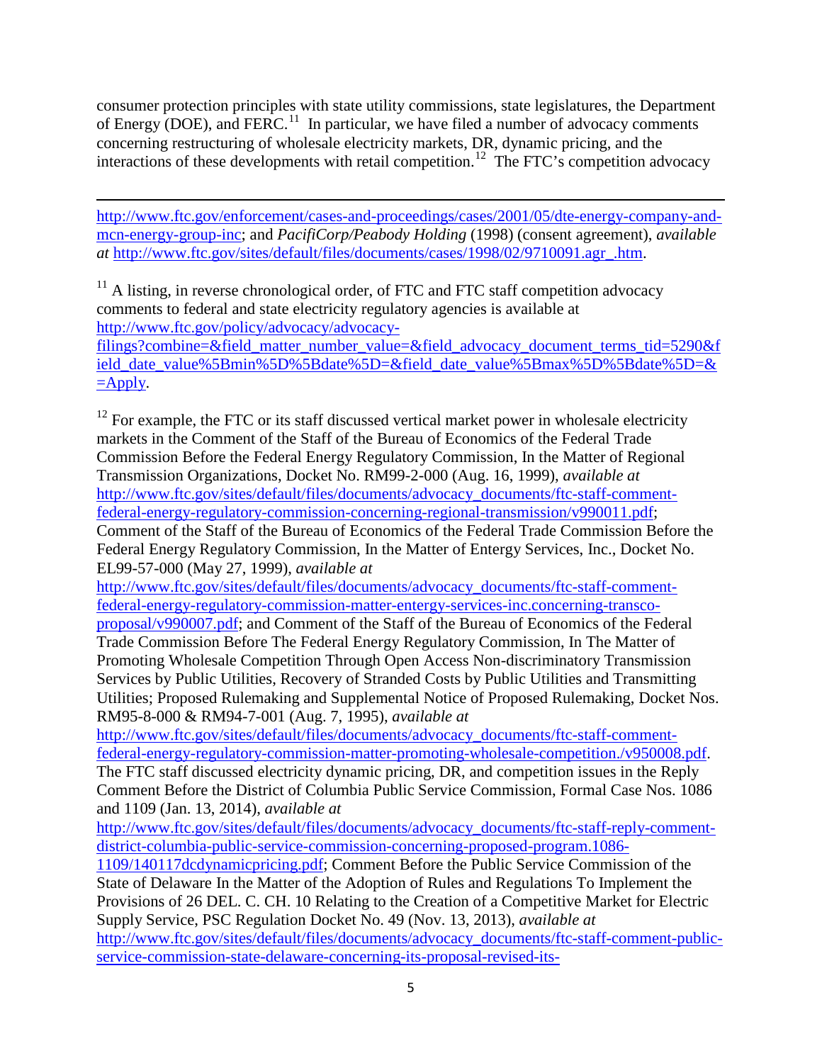consumer protection principles with state utility commissions, state legislatures, the Department of Energy (DOE), and FERC.[11] In particular, we have filed a number of advocacy comments concerning restructuring of wholesale electricity markets, DR, dynamic pricing, and the interactions of these developments with retail competition.[12] The FTC's competition advocacy

---

http://www.ftc.gov/enforcement/cases-and-proceedings/cases/2001/05/dte-energy-company-and-mcn-energy-group-inc; and *PacifiCorp/Peabody Holding* (1998) (consent agreement), *available at* http://www.ftc.gov/sites/default/files/documents/cases/1998/02/9710091.agr_.htm.

[11] A listing, in reverse chronological order, of FTC and FTC staff competition advocacy comments to federal and state electricity regulatory agencies is available at http://www.ftc.gov/policy/advocacy/advocacy-filings?combine=&field_matter_number_value=&field_advocacy_document_terms_tid=5290&field_date_value%5Bmin%5D%5Bdate%5D=&field_date_value%5Bmax%5D%5Bdate%5D=&=Apply.

[12] For example, the FTC or its staff discussed vertical market power in wholesale electricity markets in the Comment of the Staff of the Bureau of Economics of the Federal Trade Commission Before the Federal Energy Regulatory Commission, In the Matter of Regional Transmission Organizations, Docket No. RM99-2-000 (Aug. 16, 1999), *available at* http://www.ftc.gov/sites/default/files/documents/advocacy_documents/ftc-staff-comment-federal-energy-regulatory-commission-concerning-regional-transmission/v990011.pdf; Comment of the Staff of the Bureau of Economics of the Federal Trade Commission Before the Federal Energy Regulatory Commission, In the Matter of Entergy Services, Inc., Docket No. EL99-57-000 (May 27, 1999), *available at* http://www.ftc.gov/sites/default/files/documents/advocacy_documents/ftc-staff-comment-federal-energy-regulatory-commission-matter-entergy-services-inc.concerning-transco-proposal/v990007.pdf; and Comment of the Staff of the Bureau of Economics of the Federal Trade Commission Before The Federal Energy Regulatory Commission, In The Matter of Promoting Wholesale Competition Through Open Access Non-discriminatory Transmission Services by Public Utilities, Recovery of Stranded Costs by Public Utilities and Transmitting Utilities; Proposed Rulemaking and Supplemental Notice of Proposed Rulemaking, Docket Nos. RM95-8-000 & RM94-7-001 (Aug. 7, 1995), *available at* http://www.ftc.gov/sites/default/files/documents/advocacy_documents/ftc-staff-comment-federal-energy-regulatory-commission-matter-promoting-wholesale-competition./v950008.pdf. The FTC staff discussed electricity dynamic pricing, DR, and competition issues in the Reply Comment Before the District of Columbia Public Service Commission, Formal Case Nos. 1086 and 1109 (Jan. 13, 2014), *available at* http://www.ftc.gov/sites/default/files/documents/advocacy_documents/ftc-staff-reply-comment-district-columbia-public-service-commission-concerning-proposed-program.1086-1109/140117dcdynamicpricing.pdf; Comment Before the Public Service Commission of the State of Delaware In the Matter of the Adoption of Rules and Regulations To Implement the Provisions of 26 DEL. C. CH. 10 Relating to the Creation of a Competitive Market for Electric Supply Service, PSC Regulation Docket No. 49 (Nov. 13, 2013), *available at* http://www.ftc.gov/sites/default/files/documents/advocacy_documents/ftc-staff-comment-public-service-commission-state-delaware-concerning-its-proposal-revised-its-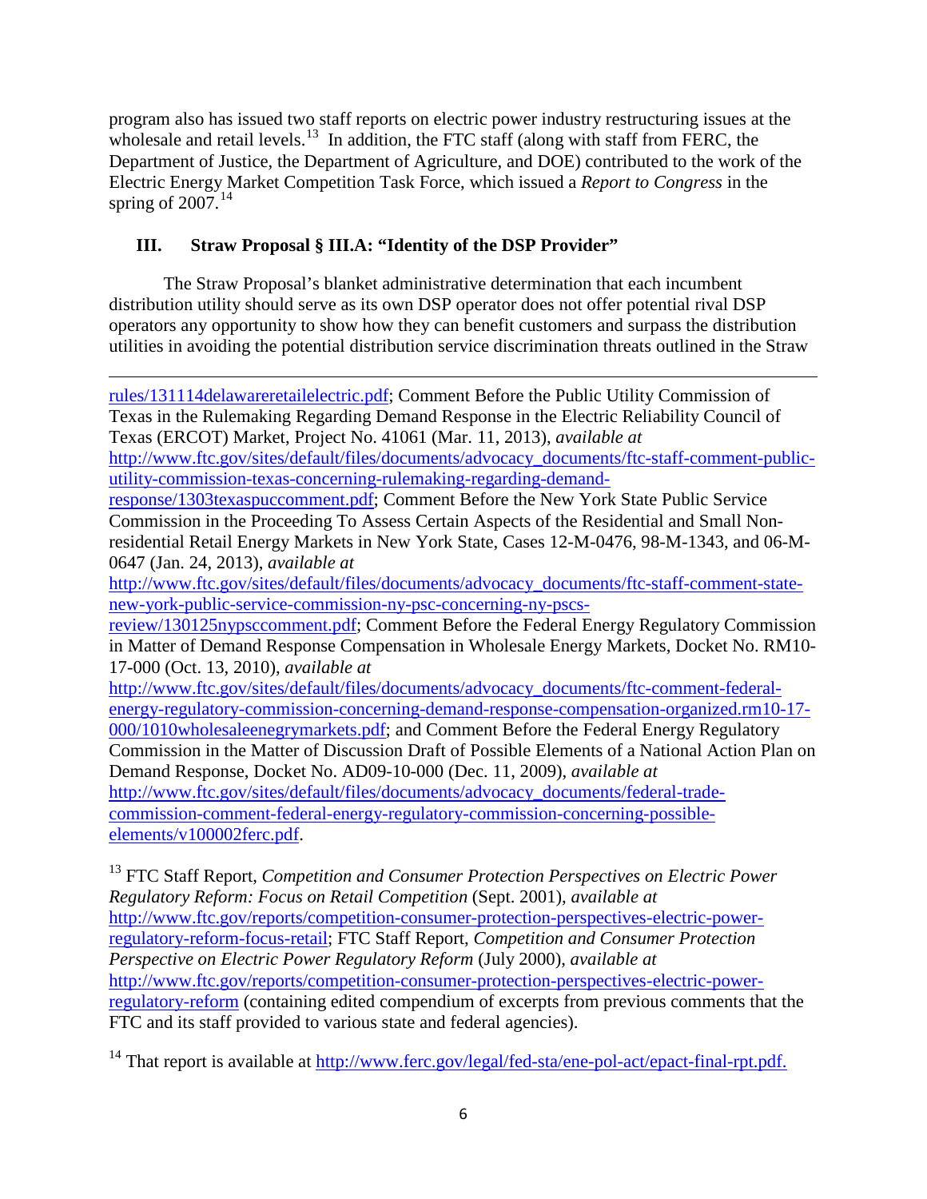program also has issued two staff reports on electric power industry restructuring issues at the wholesale and retail levels.[13] In addition, the FTC staff (along with staff from FERC, the Department of Justice, the Department of Agriculture, and DOE) contributed to the work of the Electric Energy Market Competition Task Force, which issued a *Report to Congress* in the spring of 2007.[14]

## III. Straw Proposal § III.A: "Identity of the DSP Provider"

The Straw Proposal's blanket administrative determination that each incumbent distribution utility should serve as its own DSP operator does not offer potential rival DSP operators any opportunity to show how they can benefit customers and surpass the distribution utilities in avoiding the potential distribution service discrimination threats outlined in the Straw

---

rules/131114delawareretailelectric.pdf; Comment Before the Public Utility Commission of Texas in the Rulemaking Regarding Demand Response in the Electric Reliability Council of Texas (ERCOT) Market, Project No. 41061 (Mar. 11, 2013), *available at* http://www.ftc.gov/sites/default/files/documents/advocacy_documents/ftc-staff-comment-public-utility-commission-texas-concerning-rulemaking-regarding-demand-response/1303texaspuccomment.pdf; Comment Before the New York State Public Service Commission in the Proceeding To Assess Certain Aspects of the Residential and Small Non-residential Retail Energy Markets in New York State, Cases 12-M-0476, 98-M-1343, and 06-M-0647 (Jan. 24, 2013), *available at* http://www.ftc.gov/sites/default/files/documents/advocacy_documents/ftc-staff-comment-state-new-york-public-service-commission-ny-psc-concerning-ny-pscs-review/130125nypsccomment.pdf; Comment Before the Federal Energy Regulatory Commission in Matter of Demand Response Compensation in Wholesale Energy Markets, Docket No. RM10-17-000 (Oct. 13, 2010), *available at* http://www.ftc.gov/sites/default/files/documents/advocacy_documents/ftc-comment-federal-energy-regulatory-commission-concerning-demand-response-compensation-organized.rm10-17-000/1010wholesaleenegrymarkets.pdf; and Comment Before the Federal Energy Regulatory Commission in the Matter of Discussion Draft of Possible Elements of a National Action Plan on Demand Response, Docket No. AD09-10-000 (Dec. 11, 2009), *available at* http://www.ftc.gov/sites/default/files/documents/advocacy_documents/federal-trade-commission-comment-federal-energy-regulatory-commission-concerning-possible-elements/v100002ferc.pdf.

[13] FTC Staff Report, *Competition and Consumer Protection Perspectives on Electric Power Regulatory Reform: Focus on Retail Competition* (Sept. 2001), *available at* http://www.ftc.gov/reports/competition-consumer-protection-perspectives-electric-power-regulatory-reform-focus-retail; FTC Staff Report, *Competition and Consumer Protection Perspective on Electric Power Regulatory Reform* (July 2000), *available at* http://www.ftc.gov/reports/competition-consumer-protection-perspectives-electric-power-regulatory-reform (containing edited compendium of excerpts from previous comments that the FTC and its staff provided to various state and federal agencies).

[14] That report is available at http://www.ferc.gov/legal/fed-sta/ene-pol-act/epact-final-rpt.pdf.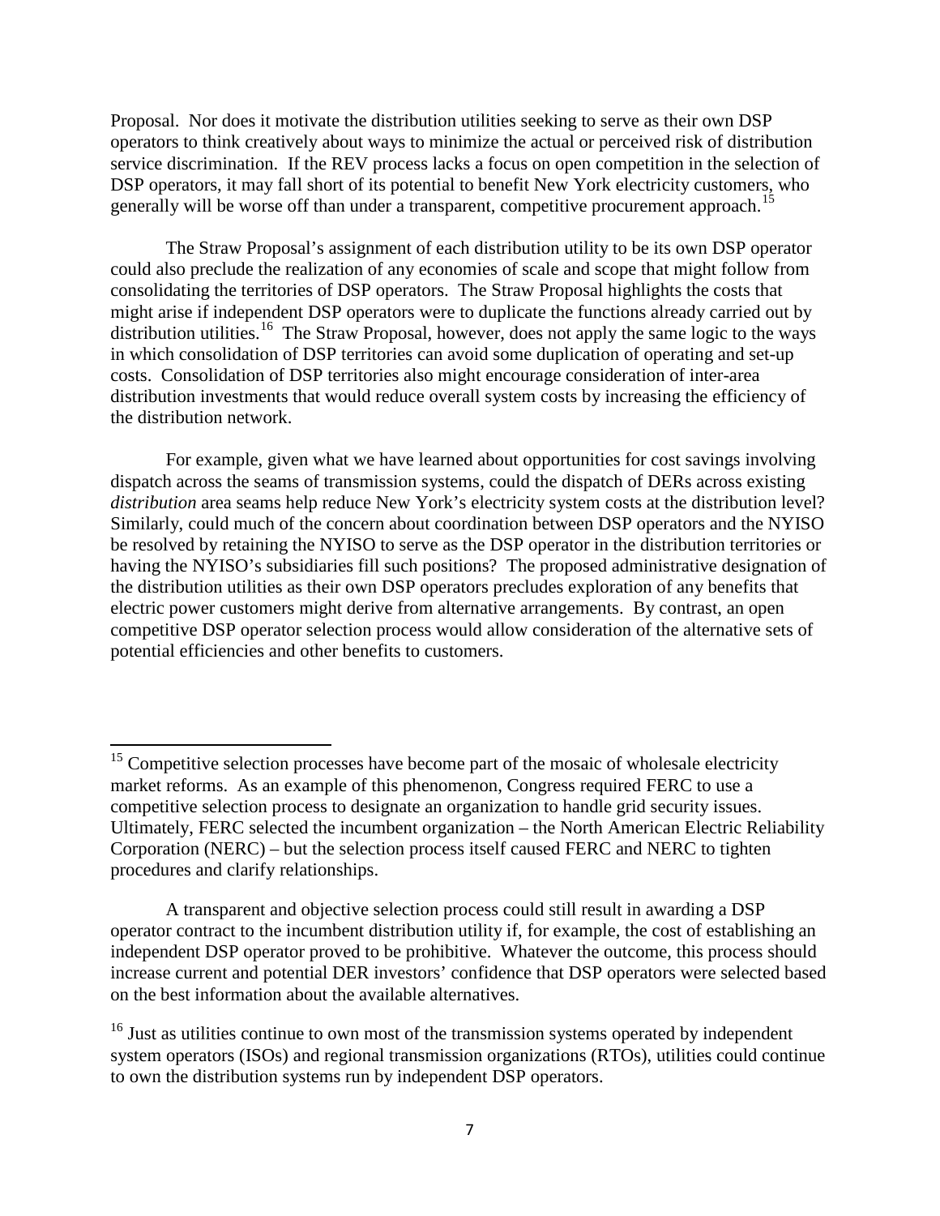Proposal. Nor does it motivate the distribution utilities seeking to serve as their own DSP operators to think creatively about ways to minimize the actual or perceived risk of distribution service discrimination. If the REV process lacks a focus on open competition in the selection of DSP operators, it may fall short of its potential to benefit New York electricity customers, who generally will be worse off than under a transparent, competitive procurement approach.[15]

The Straw Proposal's assignment of each distribution utility to be its own DSP operator could also preclude the realization of any economies of scale and scope that might follow from consolidating the territories of DSP operators. The Straw Proposal highlights the costs that might arise if independent DSP operators were to duplicate the functions already carried out by distribution utilities.[16] The Straw Proposal, however, does not apply the same logic to the ways in which consolidation of DSP territories can avoid some duplication of operating and set-up costs. Consolidation of DSP territories also might encourage consideration of inter-area distribution investments that would reduce overall system costs by increasing the efficiency of the distribution network.

For example, given what we have learned about opportunities for cost savings involving dispatch across the seams of transmission systems, could the dispatch of DERs across existing *distribution* area seams help reduce New York's electricity system costs at the distribution level? Similarly, could much of the concern about coordination between DSP operators and the NYISO be resolved by retaining the NYISO to serve as the DSP operator in the distribution territories or having the NYISO's subsidiaries fill such positions? The proposed administrative designation of the distribution utilities as their own DSP operators precludes exploration of any benefits that electric power customers might derive from alternative arrangements. By contrast, an open competitive DSP operator selection process would allow consideration of the alternative sets of potential efficiencies and other benefits to customers.

---

[15] Competitive selection processes have become part of the mosaic of wholesale electricity market reforms. As an example of this phenomenon, Congress required FERC to use a competitive selection process to designate an organization to handle grid security issues. Ultimately, FERC selected the incumbent organization – the North American Electric Reliability Corporation (NERC) – but the selection process itself caused FERC and NERC to tighten procedures and clarify relationships.

A transparent and objective selection process could still result in awarding a DSP operator contract to the incumbent distribution utility if, for example, the cost of establishing an independent DSP operator proved to be prohibitive. Whatever the outcome, this process should increase current and potential DER investors' confidence that DSP operators were selected based on the best information about the available alternatives.

[16] Just as utilities continue to own most of the transmission systems operated by independent system operators (ISOs) and regional transmission organizations (RTOs), utilities could continue to own the distribution systems run by independent DSP operators.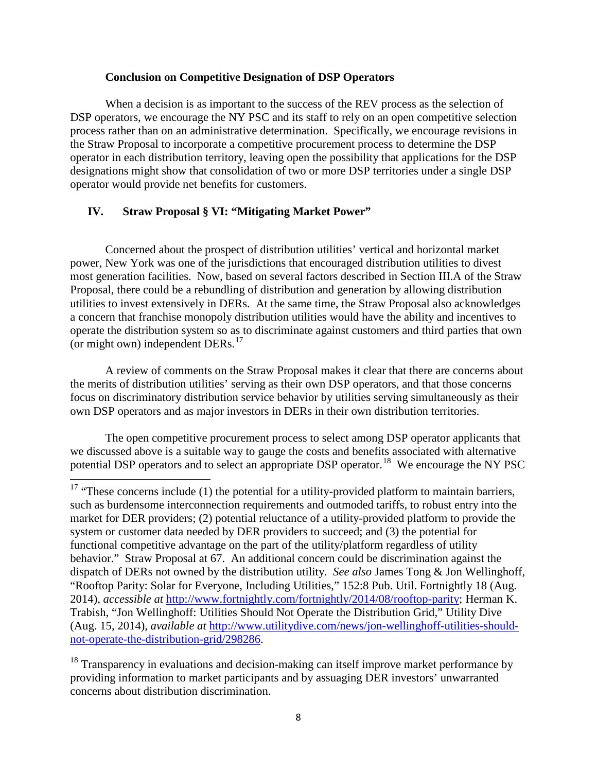**Conclusion on Competitive Designation of DSP Operators**

When a decision is as important to the success of the REV process as the selection of DSP operators, we encourage the NY PSC and its staff to rely on an open competitive selection process rather than on an administrative determination. Specifically, we encourage revisions in the Straw Proposal to incorporate a competitive procurement process to determine the DSP operator in each distribution territory, leaving open the possibility that applications for the DSP designations might show that consolidation of two or more DSP territories under a single DSP operator would provide net benefits for customers.

## IV. Straw Proposal § VI: "Mitigating Market Power"

Concerned about the prospect of distribution utilities' vertical and horizontal market power, New York was one of the jurisdictions that encouraged distribution utilities to divest most generation facilities. Now, based on several factors described in Section III.A of the Straw Proposal, there could be a rebundling of distribution and generation by allowing distribution utilities to invest extensively in DERs. At the same time, the Straw Proposal also acknowledges a concern that franchise monopoly distribution utilities would have the ability and incentives to operate the distribution system so as to discriminate against customers and third parties that own (or might own) independent DERs.[17]

A review of comments on the Straw Proposal makes it clear that there are concerns about the merits of distribution utilities' serving as their own DSP operators, and that those concerns focus on discriminatory distribution service behavior by utilities serving simultaneously as their own DSP operators and as major investors in DERs in their own distribution territories.

The open competitive procurement process to select among DSP operator applicants that we discussed above is a suitable way to gauge the costs and benefits associated with alternative potential DSP operators and to select an appropriate DSP operator.[18] We encourage the NY PSC

---

[17] "These concerns include (1) the potential for a utility-provided platform to maintain barriers, such as burdensome interconnection requirements and outmoded tariffs, to robust entry into the market for DER providers; (2) potential reluctance of a utility-provided platform to provide the system or customer data needed by DER providers to succeed; and (3) the potential for functional competitive advantage on the part of the utility/platform regardless of utility behavior." Straw Proposal at 67. An additional concern could be discrimination against the dispatch of DERs not owned by the distribution utility. *See also* James Tong & Jon Wellinghoff, "Rooftop Parity: Solar for Everyone, Including Utilities," 152:8 Pub. Util. Fortnightly 18 (Aug. 2014), *accessible at* http://www.fortnightly.com/fortnightly/2014/08/rooftop-parity; Herman K. Trabish, "Jon Wellinghoff: Utilities Should Not Operate the Distribution Grid," Utility Dive (Aug. 15, 2014), *available at* http://www.utilitydive.com/news/jon-wellinghoff-utilities-should-not-operate-the-distribution-grid/298286.

[18] Transparency in evaluations and decision-making can itself improve market performance by providing information to market participants and by assuaging DER investors' unwarranted concerns about distribution discrimination.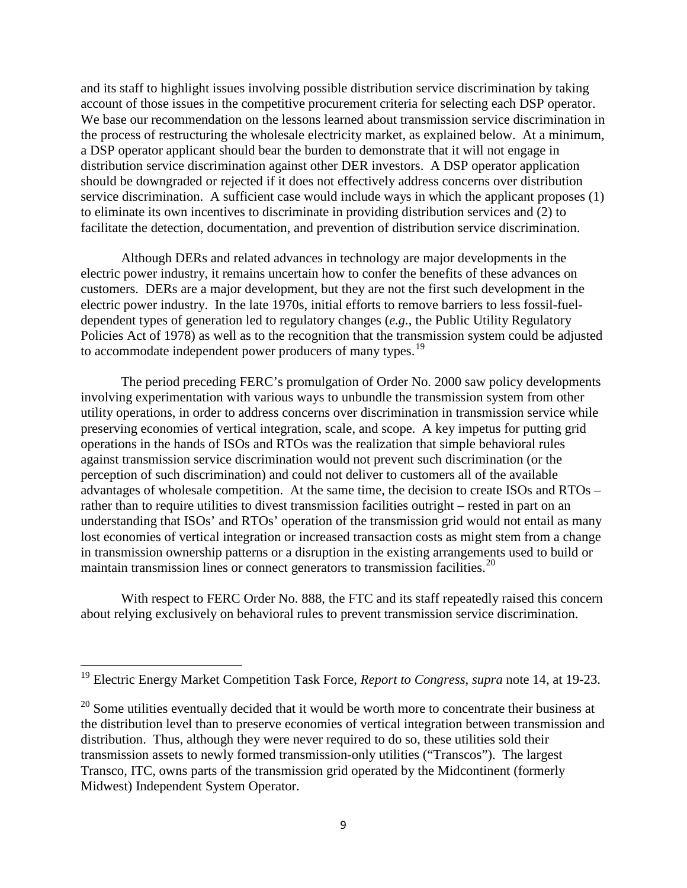and its staff to highlight issues involving possible distribution service discrimination by taking account of those issues in the competitive procurement criteria for selecting each DSP operator. We base our recommendation on the lessons learned about transmission service discrimination in the process of restructuring the wholesale electricity market, as explained below. At a minimum, a DSP operator applicant should bear the burden to demonstrate that it will not engage in distribution service discrimination against other DER investors. A DSP operator application should be downgraded or rejected if it does not effectively address concerns over distribution service discrimination. A sufficient case would include ways in which the applicant proposes (1) to eliminate its own incentives to discriminate in providing distribution services and (2) to facilitate the detection, documentation, and prevention of distribution service discrimination.

Although DERs and related advances in technology are major developments in the electric power industry, it remains uncertain how to confer the benefits of these advances on customers. DERs are a major development, but they are not the first such development in the electric power industry. In the late 1970s, initial efforts to remove barriers to less fossil-fuel-dependent types of generation led to regulatory changes (*e.g.*, the Public Utility Regulatory Policies Act of 1978) as well as to the recognition that the transmission system could be adjusted to accommodate independent power producers of many types.[19]

The period preceding FERC's promulgation of Order No. 2000 saw policy developments involving experimentation with various ways to unbundle the transmission system from other utility operations, in order to address concerns over discrimination in transmission service while preserving economies of vertical integration, scale, and scope. A key impetus for putting grid operations in the hands of ISOs and RTOs was the realization that simple behavioral rules against transmission service discrimination would not prevent such discrimination (or the perception of such discrimination) and could not deliver to customers all of the available advantages of wholesale competition. At the same time, the decision to create ISOs and RTOs – rather than to require utilities to divest transmission facilities outright – rested in part on an understanding that ISOs' and RTOs' operation of the transmission grid would not entail as many lost economies of vertical integration or increased transaction costs as might stem from a change in transmission ownership patterns or a disruption in the existing arrangements used to build or maintain transmission lines or connect generators to transmission facilities.[20]

With respect to FERC Order No. 888, the FTC and its staff repeatedly raised this concern about relying exclusively on behavioral rules to prevent transmission service discrimination.

---

[19] Electric Energy Market Competition Task Force, *Report to Congress*, *supra* note 14, at 19-23.

[20] Some utilities eventually decided that it would be worth more to concentrate their business at the distribution level than to preserve economies of vertical integration between transmission and distribution. Thus, although they were never required to do so, these utilities sold their transmission assets to newly formed transmission-only utilities ("Transcos"). The largest Transco, ITC, owns parts of the transmission grid operated by the Midcontinent (formerly Midwest) Independent System Operator.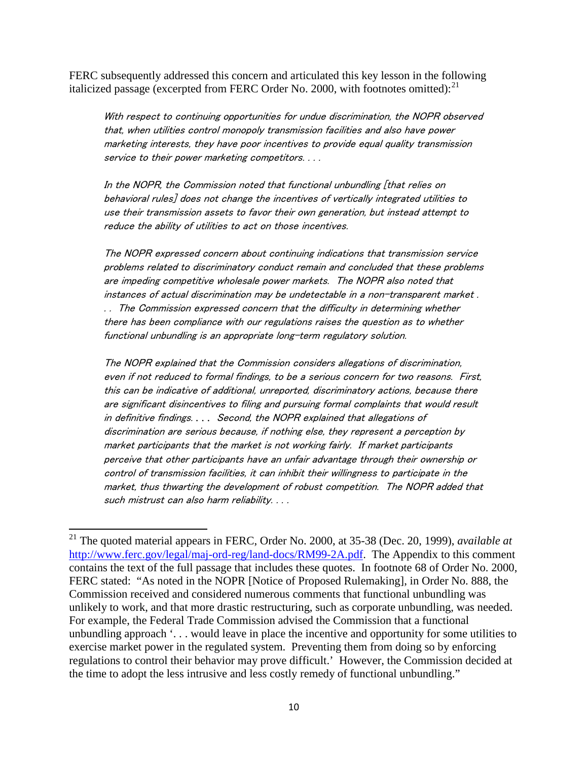FERC subsequently addressed this concern and articulated this key lesson in the following italicized passage (excerpted from FERC Order No. 2000, with footnotes omitted):[21]

> *With respect to continuing opportunities for undue discrimination, the NOPR observed that, when utilities control monopoly transmission facilities and also have power marketing interests, they have poor incentives to provide equal quality transmission service to their power marketing competitors. . . .*
>
> *In the NOPR, the Commission noted that functional unbundling [that relies on behavioral rules] does not change the incentives of vertically integrated utilities to use their transmission assets to favor their own generation, but instead attempt to reduce the ability of utilities to act on those incentives.*
>
> *The NOPR expressed concern about continuing indications that transmission service problems related to discriminatory conduct remain and concluded that these problems are impeding competitive wholesale power markets. The NOPR also noted that instances of actual discrimination may be undetectable in a non-transparent market . . . The Commission expressed concern that the difficulty in determining whether there has been compliance with our regulations raises the question as to whether functional unbundling is an appropriate long-term regulatory solution.*
>
> *The NOPR explained that the Commission considers allegations of discrimination, even if not reduced to formal findings, to be a serious concern for two reasons. First, this can be indicative of additional, unreported, discriminatory actions, because there are significant disincentives to filing and pursuing formal complaints that would result in definitive findings. . . . Second, the NOPR explained that allegations of discrimination are serious because, if nothing else, they represent a perception by market participants that the market is not working fairly. If market participants perceive that other participants have an unfair advantage through their ownership or control of transmission facilities, it can inhibit their willingness to participate in the market, thus thwarting the development of robust competition. The NOPR added that such mistrust can also harm reliability. . . .*

---

[21] The quoted material appears in FERC, Order No. 2000, at 35-38 (Dec. 20, 1999), *available at* http://www.ferc.gov/legal/maj-ord-reg/land-docs/RM99-2A.pdf. The Appendix to this comment contains the text of the full passage that includes these quotes. In footnote 68 of Order No. 2000, FERC stated: "As noted in the NOPR [Notice of Proposed Rulemaking], in Order No. 888, the Commission received and considered numerous comments that functional unbundling was unlikely to work, and that more drastic restructuring, such as corporate unbundling, was needed. For example, the Federal Trade Commission advised the Commission that a functional unbundling approach '. . . would leave in place the incentive and opportunity for some utilities to exercise market power in the regulated system. Preventing them from doing so by enforcing regulations to control their behavior may prove difficult.' However, the Commission decided at the time to adopt the less intrusive and less costly remedy of functional unbundling."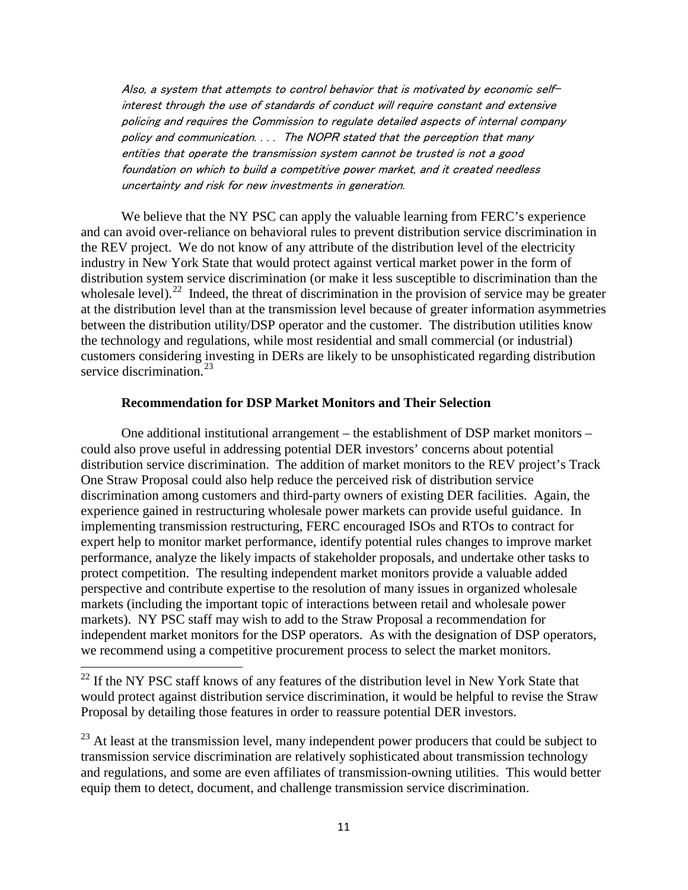> *Also, a system that attempts to control behavior that is motivated by economic self-interest through the use of standards of conduct will require constant and extensive policing and requires the Commission to regulate detailed aspects of internal company policy and communication. . . . The NOPR stated that the perception that many entities that operate the transmission system cannot be trusted is not a good foundation on which to build a competitive power market, and it created needless uncertainty and risk for new investments in generation.*

We believe that the NY PSC can apply the valuable learning from FERC's experience and can avoid over-reliance on behavioral rules to prevent distribution service discrimination in the REV project. We do not know of any attribute of the distribution level of the electricity industry in New York State that would protect against vertical market power in the form of distribution system service discrimination (or make it less susceptible to discrimination than the wholesale level).[22] Indeed, the threat of discrimination in the provision of service may be greater at the distribution level than at the transmission level because of greater information asymmetries between the distribution utility/DSP operator and the customer. The distribution utilities know the technology and regulations, while most residential and small commercial (or industrial) customers considering investing in DERs are likely to be unsophisticated regarding distribution service discrimination.[23]

**Recommendation for DSP Market Monitors and Their Selection**

One additional institutional arrangement – the establishment of DSP market monitors – could also prove useful in addressing potential DER investors' concerns about potential distribution service discrimination. The addition of market monitors to the REV project's Track One Straw Proposal could also help reduce the perceived risk of distribution service discrimination among customers and third-party owners of existing DER facilities. Again, the experience gained in restructuring wholesale power markets can provide useful guidance. In implementing transmission restructuring, FERC encouraged ISOs and RTOs to contract for expert help to monitor market performance, identify potential rules changes to improve market performance, analyze the likely impacts of stakeholder proposals, and undertake other tasks to protect competition. The resulting independent market monitors provide a valuable added perspective and contribute expertise to the resolution of many issues in organized wholesale markets (including the important topic of interactions between retail and wholesale power markets). NY PSC staff may wish to add to the Straw Proposal a recommendation for independent market monitors for the DSP operators. As with the designation of DSP operators, we recommend using a competitive procurement process to select the market monitors.

---

[22] If the NY PSC staff knows of any features of the distribution level in New York State that would protect against distribution service discrimination, it would be helpful to revise the Straw Proposal by detailing those features in order to reassure potential DER investors.

[23] At least at the transmission level, many independent power producers that could be subject to transmission service discrimination are relatively sophisticated about transmission technology and regulations, and some are even affiliates of transmission-owning utilities. This would better equip them to detect, document, and challenge transmission service discrimination.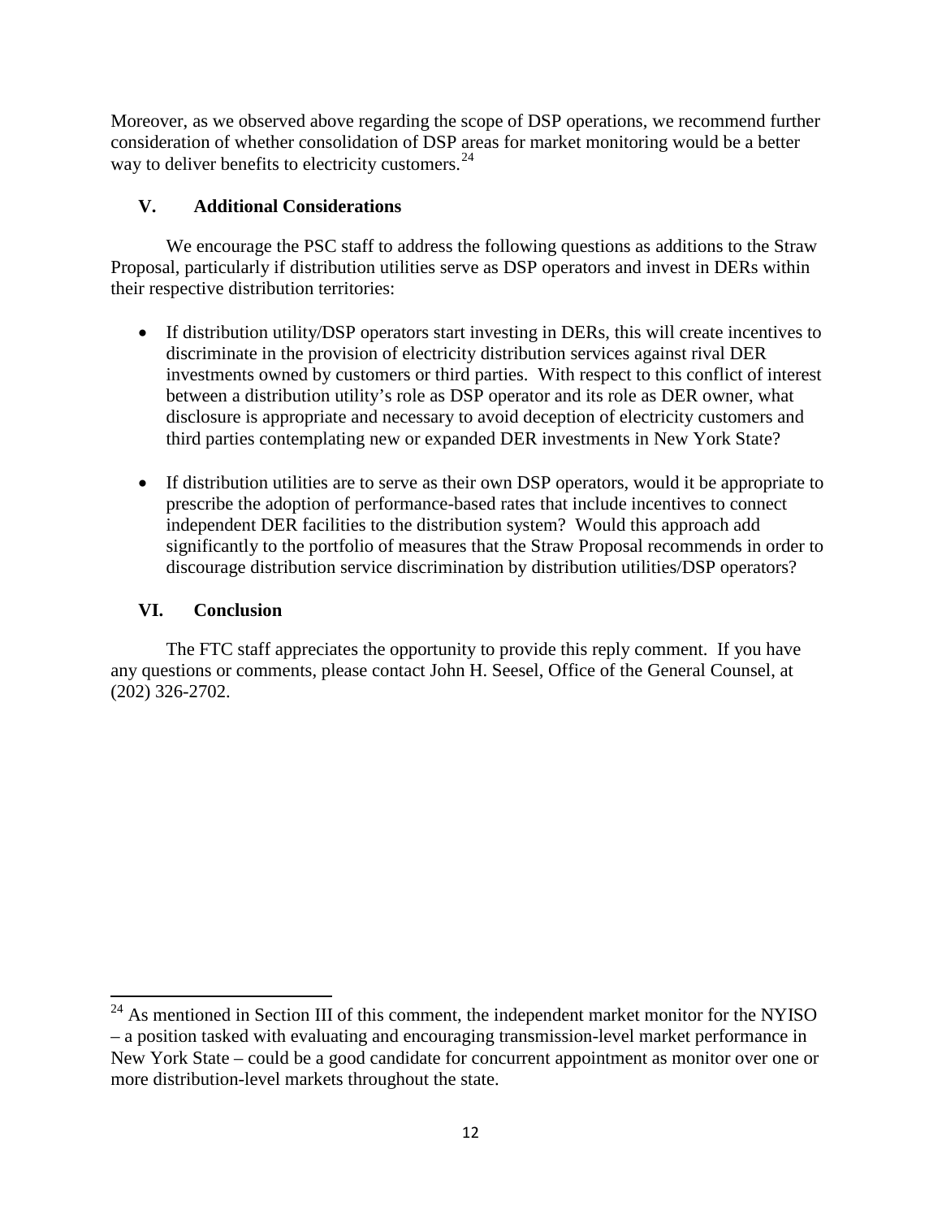Moreover, as we observed above regarding the scope of DSP operations, we recommend further consideration of whether consolidation of DSP areas for market monitoring would be a better way to deliver benefits to electricity customers.[24]

## V. Additional Considerations

We encourage the PSC staff to address the following questions as additions to the Straw Proposal, particularly if distribution utilities serve as DSP operators and invest in DERs within their respective distribution territories:

- If distribution utility/DSP operators start investing in DERs, this will create incentives to discriminate in the provision of electricity distribution services against rival DER investments owned by customers or third parties. With respect to this conflict of interest between a distribution utility's role as DSP operator and its role as DER owner, what disclosure is appropriate and necessary to avoid deception of electricity customers and third parties contemplating new or expanded DER investments in New York State?
- If distribution utilities are to serve as their own DSP operators, would it be appropriate to prescribe the adoption of performance-based rates that include incentives to connect independent DER facilities to the distribution system? Would this approach add significantly to the portfolio of measures that the Straw Proposal recommends in order to discourage distribution service discrimination by distribution utilities/DSP operators?

## VI. Conclusion

The FTC staff appreciates the opportunity to provide this reply comment. If you have any questions or comments, please contact John H. Seesel, Office of the General Counsel, at (202) 326-2702.

---

[24] As mentioned in Section III of this comment, the independent market monitor for the NYISO – a position tasked with evaluating and encouraging transmission-level market performance in New York State – could be a good candidate for concurrent appointment as monitor over one or more distribution-level markets throughout the state.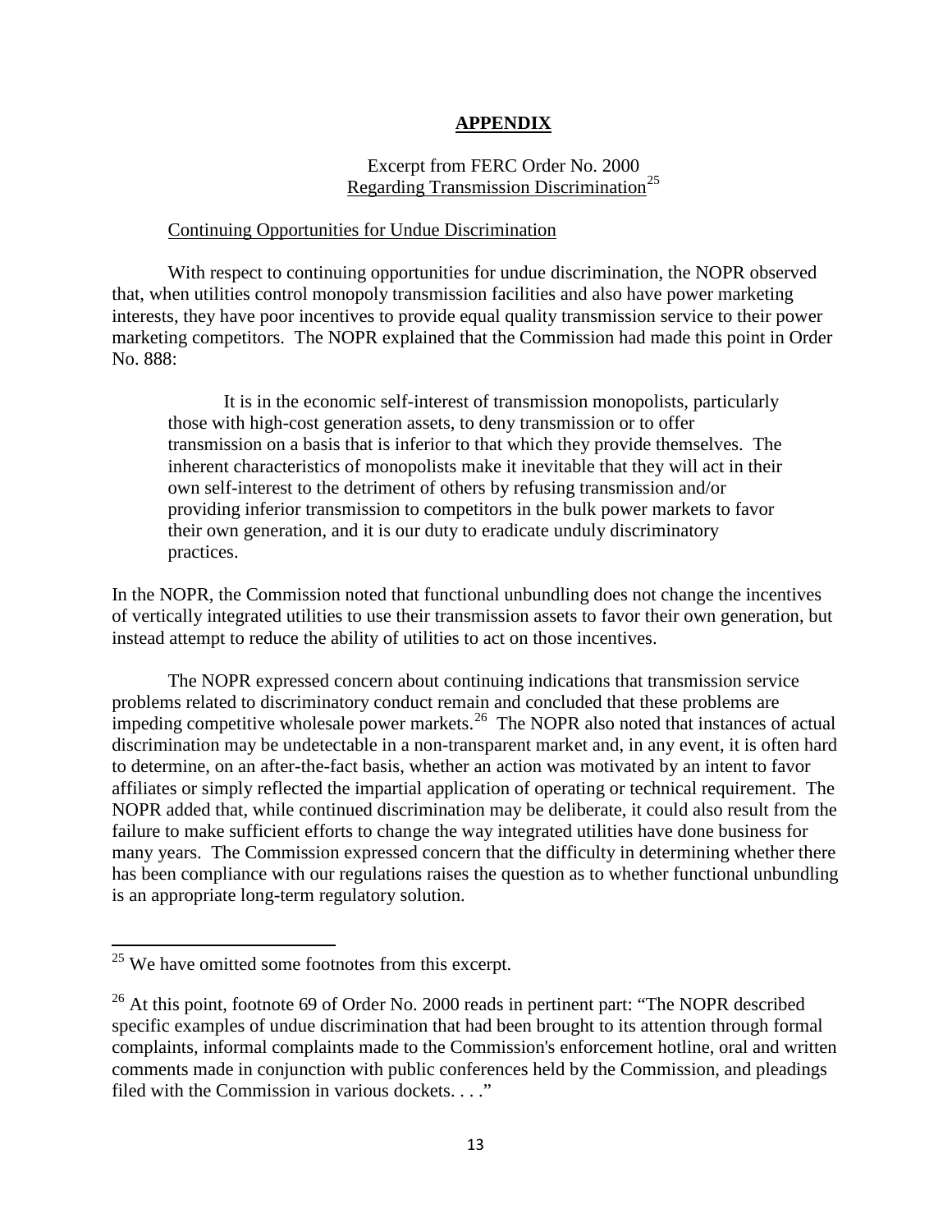# APPENDIX

Excerpt from FERC Order No. 2000
Regarding Transmission Discrimination[25]

Continuing Opportunities for Undue Discrimination

With respect to continuing opportunities for undue discrimination, the NOPR observed that, when utilities control monopoly transmission facilities and also have power marketing interests, they have poor incentives to provide equal quality transmission service to their power marketing competitors. The NOPR explained that the Commission had made this point in Order No. 888:

> It is in the economic self-interest of transmission monopolists, particularly those with high-cost generation assets, to deny transmission or to offer transmission on a basis that is inferior to that which they provide themselves. The inherent characteristics of monopolists make it inevitable that they will act in their own self-interest to the detriment of others by refusing transmission and/or providing inferior transmission to competitors in the bulk power markets to favor their own generation, and it is our duty to eradicate unduly discriminatory practices.

In the NOPR, the Commission noted that functional unbundling does not change the incentives of vertically integrated utilities to use their transmission assets to favor their own generation, but instead attempt to reduce the ability of utilities to act on those incentives.

The NOPR expressed concern about continuing indications that transmission service problems related to discriminatory conduct remain and concluded that these problems are impeding competitive wholesale power markets.[26] The NOPR also noted that instances of actual discrimination may be undetectable in a non-transparent market and, in any event, it is often hard to determine, on an after-the-fact basis, whether an action was motivated by an intent to favor affiliates or simply reflected the impartial application of operating or technical requirement. The NOPR added that, while continued discrimination may be deliberate, it could also result from the failure to make sufficient efforts to change the way integrated utilities have done business for many years. The Commission expressed concern that the difficulty in determining whether there has been compliance with our regulations raises the question as to whether functional unbundling is an appropriate long-term regulatory solution.

---

[25] We have omitted some footnotes from this excerpt.

[26] At this point, footnote 69 of Order No. 2000 reads in pertinent part: "The NOPR described specific examples of undue discrimination that had been brought to its attention through formal complaints, informal complaints made to the Commission's enforcement hotline, oral and written comments made in conjunction with public conferences held by the Commission, and pleadings filed with the Commission in various dockets. . . ."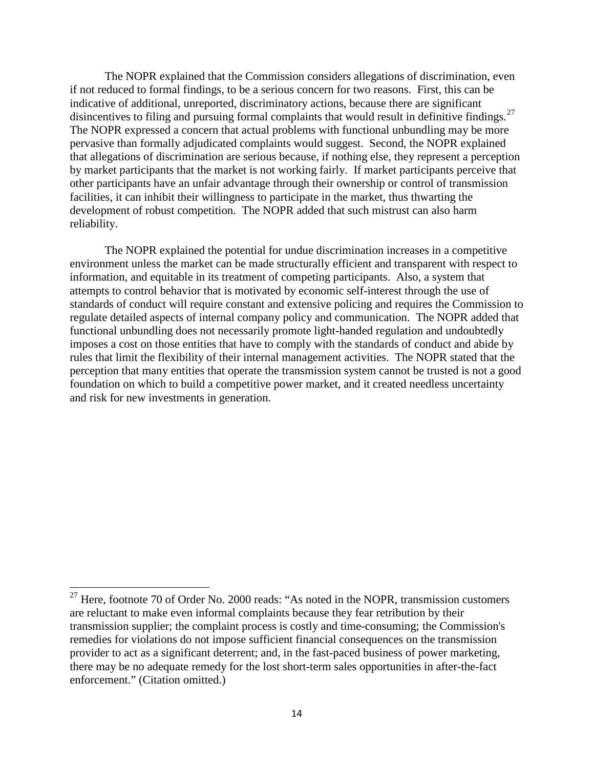The NOPR explained that the Commission considers allegations of discrimination, even if not reduced to formal findings, to be a serious concern for two reasons. First, this can be indicative of additional, unreported, discriminatory actions, because there are significant disincentives to filing and pursuing formal complaints that would result in definitive findings.[27] The NOPR expressed a concern that actual problems with functional unbundling may be more pervasive than formally adjudicated complaints would suggest. Second, the NOPR explained that allegations of discrimination are serious because, if nothing else, they represent a perception by market participants that the market is not working fairly. If market participants perceive that other participants have an unfair advantage through their ownership or control of transmission facilities, it can inhibit their willingness to participate in the market, thus thwarting the development of robust competition. The NOPR added that such mistrust can also harm reliability.

The NOPR explained the potential for undue discrimination increases in a competitive environment unless the market can be made structurally efficient and transparent with respect to information, and equitable in its treatment of competing participants. Also, a system that attempts to control behavior that is motivated by economic self-interest through the use of standards of conduct will require constant and extensive policing and requires the Commission to regulate detailed aspects of internal company policy and communication. The NOPR added that functional unbundling does not necessarily promote light-handed regulation and undoubtedly imposes a cost on those entities that have to comply with the standards of conduct and abide by rules that limit the flexibility of their internal management activities. The NOPR stated that the perception that many entities that operate the transmission system cannot be trusted is not a good foundation on which to build a competitive power market, and it created needless uncertainty and risk for new investments in generation.

[27] Here, footnote 70 of Order No. 2000 reads: "As noted in the NOPR, transmission customers are reluctant to make even informal complaints because they fear retribution by their transmission supplier; the complaint process is costly and time-consuming; the Commission's remedies for violations do not impose sufficient financial consequences on the transmission provider to act as a significant deterrent; and, in the fast-paced business of power marketing, there may be no adequate remedy for the lost short-term sales opportunities in after-the-fact enforcement." (Citation omitted.)